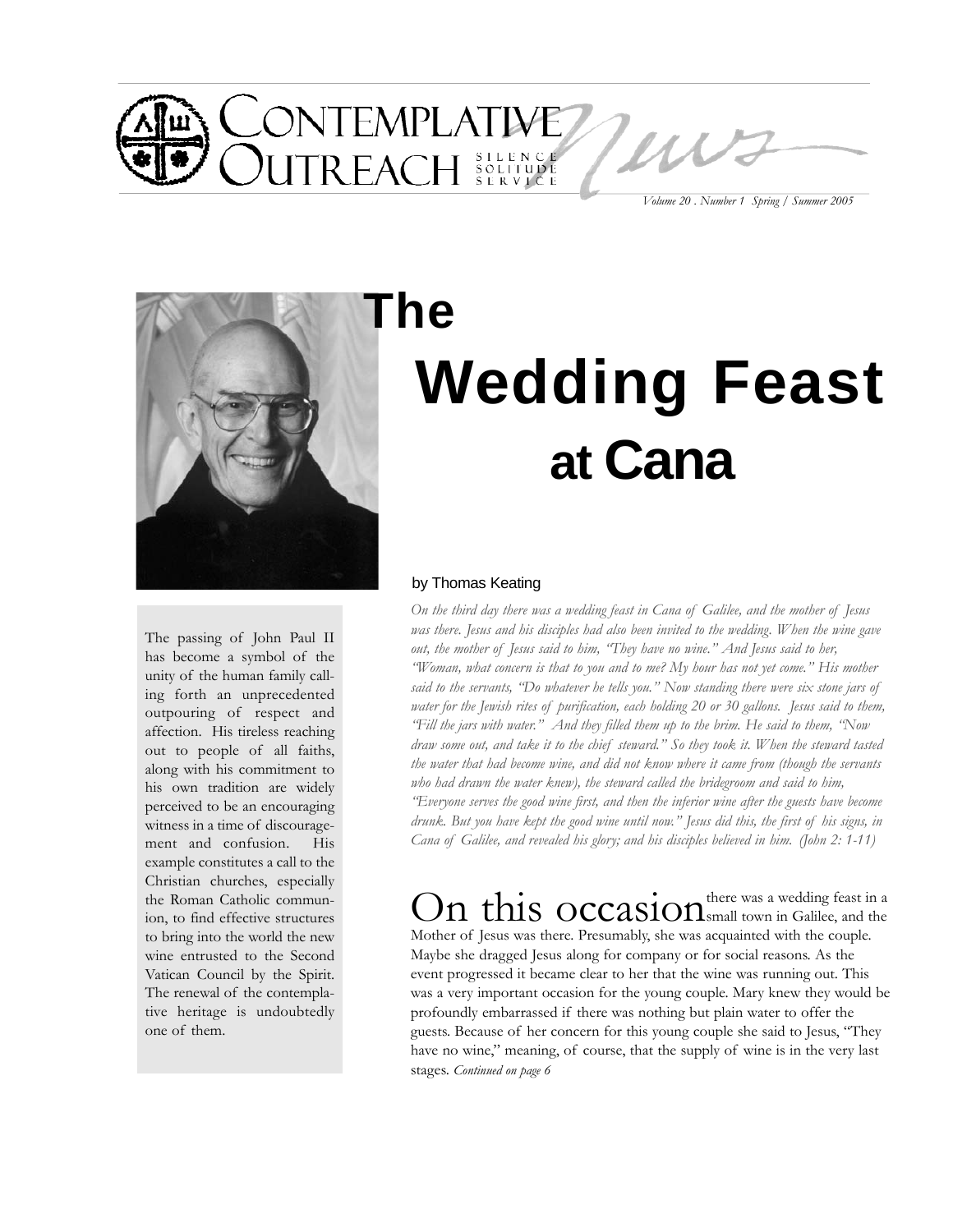# Contemplative Outreach News

Silence Solitude Service

*Volume 20 . Number 1 Spring / Summer 2005*

The passing of John Paul II has become a symbol of the unity of the human family calling forth an unprecedented outpouring of respect and affection. His tireless reaching out to people of all faiths, along with his commitment to his own tradition are widely perceived to be an encouraging witness in a time of discouragement and confusion. His example constitutes a call to the Christian churches, especially the Roman Catholic communion, to find effective structures to bring into the world the new wine entrusted to the Second Vatican Council by the Spirit. The renewal of the contemplative heritage is undoubtedly one of them.

# The Wedding Feast at Cana

by Thomas Keating

*On the third day there was a wedding feast in Cana of Galilee, and the mother of Jesus was there. Jesus and his disciples had also been invited to the wedding. When the wine gave out, the mother of Jesus said to him, "They have no wine." And Jesus said to her, "Woman, what concern is that to you and to me? My hour has not yet come." His mother said to the servants, "Do whatever he tells you." Now standing there were six stone jars of water for the Jewish rites of purification, each holding 20 or 30 gallons. Jesus said to them, "Fill the jars with water." And they filled them up to the brim. He said to them, "Now draw some out, and take it to the chief steward." So they took it. When the steward tasted the water that had become wine, and did not know where it came from (though the servants who had drawn the water knew), the steward called the bridegroom and said to him, "Everyone serves the good wine first, and then the inferior wine after the guests have become drunk. But you have kept the good wine until now." Jesus did this, the first of his signs, in Cana of Galilee, and revealed his glory; and his disciples believed in him. (John 2: 1-11)*

On this occasion there was a wedding feast in a small town in Galilee, and the Mother of Jesus was there. Presumably, she was acquainted with the couple. Maybe she dragged Jesus along for company or for social reasons. As the event progressed it became clear to her that the wine was running out. This was a very important occasion for the young couple. Mary knew they would be profoundly embarrassed if there was nothing but plain water to offer the guests. Because of her concern for this young couple she said to Jesus, "They have no wine," meaning, of course, that the supply of wine is in the very last stages. *Continued on page 6*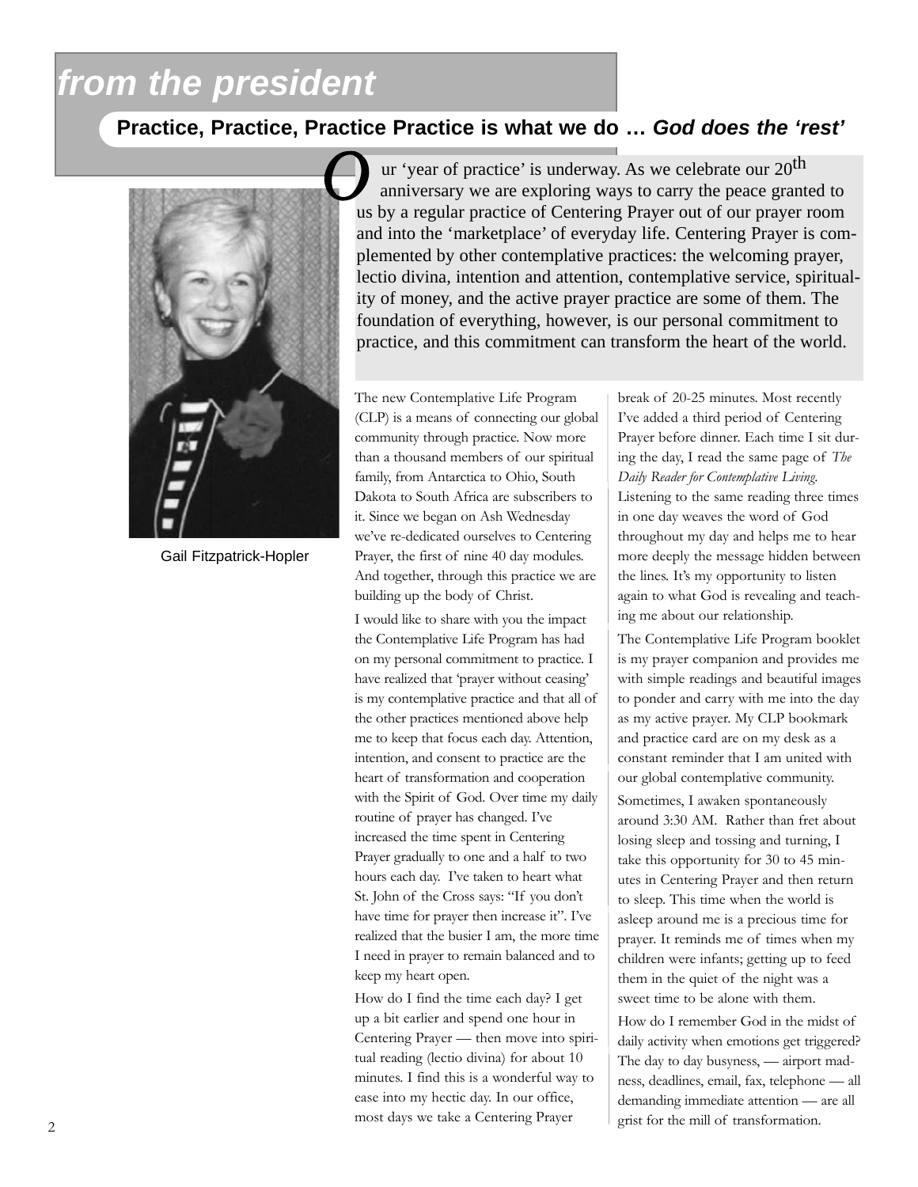# from the president

## Practice, Practice, Practice Practice is what we do … *God does the 'rest'*

Gail Fitzpatrick-Hopler

**O**ur 'year of practice' is underway. As we celebrate our 20th anniversary we are exploring ways to carry the peace granted to us by a regular practice of Centering Prayer out of our prayer room and into the 'marketplace' of everyday life. Centering Prayer is complemented by other contemplative practices: the welcoming prayer, lectio divina, intention and attention, contemplative service, spirituality of money, and the active prayer practice are some of them. The foundation of everything, however, is our personal commitment to practice, and this commitment can transform the heart of the world.

The new Contemplative Life Program (CLP) is a means of connecting our global community through practice. Now more than a thousand members of our spiritual family, from Antarctica to Ohio, South Dakota to South Africa are subscribers to it. Since we began on Ash Wednesday we've re-dedicated ourselves to Centering Prayer, the first of nine 40 day modules. And together, through this practice we are building up the body of Christ.

I would like to share with you the impact the Contemplative Life Program has had on my personal commitment to practice. I have realized that 'prayer without ceasing' is my contemplative practice and that all of the other practices mentioned above help me to keep that focus each day. Attention, intention, and consent to practice are the heart of transformation and cooperation with the Spirit of God. Over time my daily routine of prayer has changed. I've increased the time spent in Centering Prayer gradually to one and a half to two hours each day. I've taken to heart what St. John of the Cross says: "If you don't have time for prayer then increase it". I've realized that the busier I am, the more time I need in prayer to remain balanced and to keep my heart open.

How do I find the time each day? I get up a bit earlier and spend one hour in Centering Prayer — then move into spiritual reading (lectio divina) for about 10 minutes. I find this is a wonderful way to ease into my hectic day. In our office, most days we take a Centering Prayer break of 20-25 minutes. Most recently I've added a third period of Centering Prayer before dinner. Each time I sit during the day, I read the same page of *The Daily Reader for Contemplative Living*. Listening to the same reading three times in one day weaves the word of God throughout my day and helps me to hear more deeply the message hidden between the lines. It's my opportunity to listen again to what God is revealing and teaching me about our relationship.

The Contemplative Life Program booklet is my prayer companion and provides me with simple readings and beautiful images to ponder and carry with me into the day as my active prayer. My CLP bookmark and practice card are on my desk as a constant reminder that I am united with our global contemplative community.

Sometimes, I awaken spontaneously around 3:30 AM. Rather than fret about losing sleep and tossing and turning, I take this opportunity for 30 to 45 minutes in Centering Prayer and then return to sleep. This time when the world is asleep around me is a precious time for prayer. It reminds me of times when my children were infants; getting up to feed them in the quiet of the night was a sweet time to be alone with them.

How do I remember God in the midst of daily activity when emotions get triggered? The day to day busyness, — airport madness, deadlines, email, fax, telephone — all demanding immediate attention — are all grist for the mill of transformation.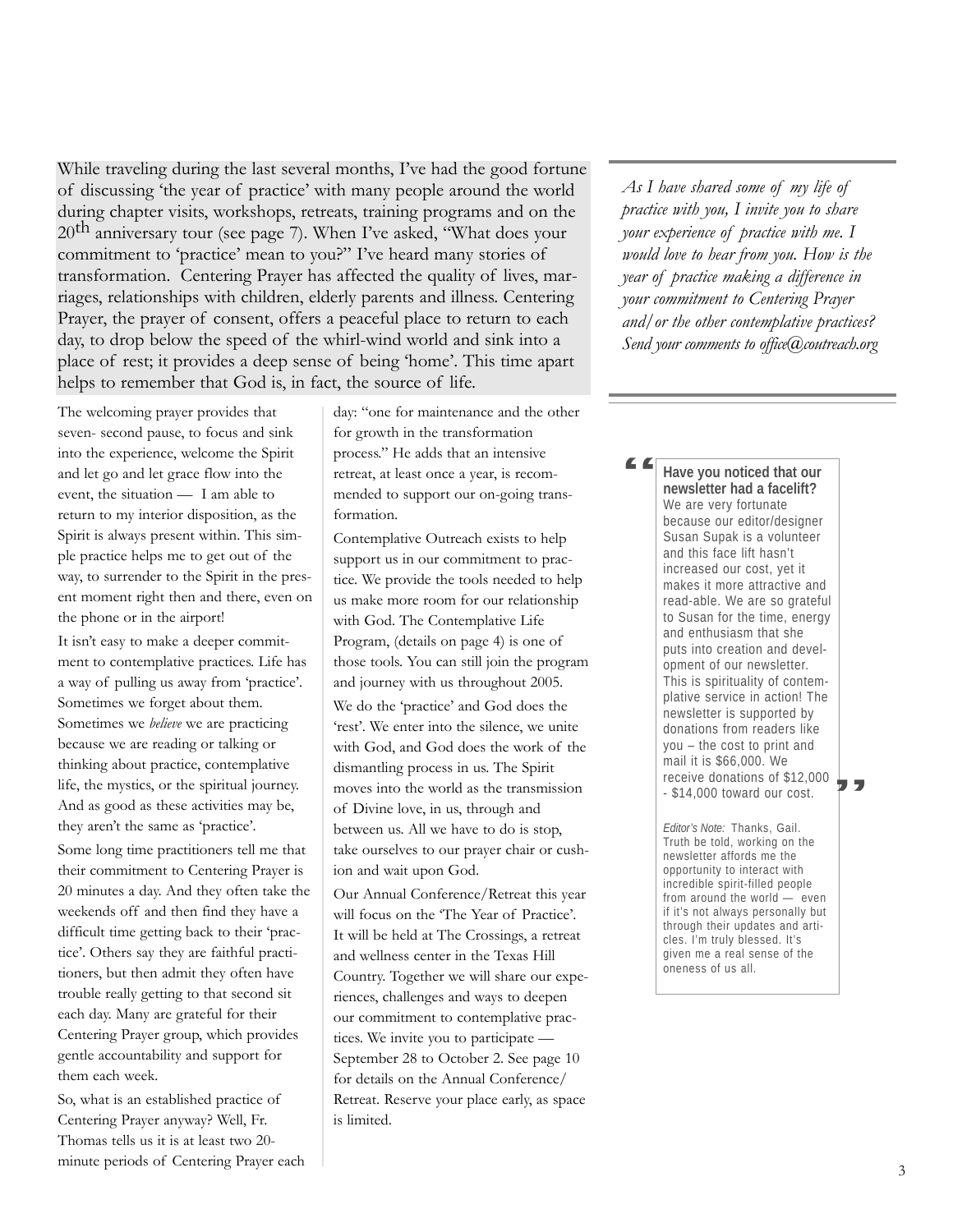While traveling during the last several months, I've had the good fortune of discussing 'the year of practice' with many people around the world during chapter visits, workshops, retreats, training programs and on the 20th anniversary tour (see page 7). When I've asked, "What does your commitment to 'practice' mean to you?" I've heard many stories of transformation. Centering Prayer has affected the quality of lives, marriages, relationships with children, elderly parents and illness. Centering Prayer, the prayer of consent, offers a peaceful place to return to each day, to drop below the speed of the whirl-wind world and sink into a place of rest; it provides a deep sense of being 'home'. This time apart helps to remember that God is, in fact, the source of life.

The welcoming prayer provides that seven- second pause, to focus and sink into the experience, welcome the Spirit and let go and let grace flow into the event, the situation — I am able to return to my interior disposition, as the Spirit is always present within. This simple practice helps me to get out of the way, to surrender to the Spirit in the present moment right then and there, even on the phone or in the airport!

It isn't easy to make a deeper commitment to contemplative practices. Life has a way of pulling us away from 'practice'. Sometimes we forget about them. Sometimes we *believe* we are practicing because we are reading or talking or thinking about practice, contemplative life, the mystics, or the spiritual journey. And as good as these activities may be, they aren't the same as 'practice'.

Some long time practitioners tell me that their commitment to Centering Prayer is 20 minutes a day. And they often take the weekends off and then find they have a difficult time getting back to their 'practice'. Others say they are faithful practitioners, but then admit they often have trouble really getting to that second sit each day. Many are grateful for their Centering Prayer group, which provides gentle accountability and support for them each week.

So, what is an established practice of Centering Prayer anyway? Well, Fr. Thomas tells us it is at least two 20-minute periods of Centering Prayer each day: "one for maintenance and the other for growth in the transformation process." He adds that an intensive retreat, at least once a year, is recommended to support our on-going transformation.

Contemplative Outreach exists to help support us in our commitment to practice. We provide the tools needed to help us make more room for our relationship with God. The Contemplative Life Program, (details on page 4) is one of those tools. You can still join the program and journey with us throughout 2005.

We do the 'practice' and God does the 'rest'. We enter into the silence, we unite with God, and God does the work of the dismantling process in us. The Spirit moves into the world as the transmission of Divine love, in us, through and between us. All we have to do is stop, take ourselves to our prayer chair or cushion and wait upon God.

Our Annual Conference/Retreat this year will focus on the 'The Year of Practice'. It will be held at The Crossings, a retreat and wellness center in the Texas Hill Country. Together we will share our experiences, challenges and ways to deepen our commitment to contemplative practices. We invite you to participate — September 28 to October 2. See page 10 for details on the Annual Conference/Retreat. Reserve your place early, as space is limited.

*As I have shared some of my life of practice with you, I invite you to share your experience of practice with me. I would love to hear from you. How is the year of practice making a difference in your commitment to Centering Prayer and/or the other contemplative practices? Send your comments to office@coutreach.org*

"**Have you noticed that our newsletter had a facelift?** We are very fortunate because our editor/designer Susan Supak is a volunteer and this face lift hasn't increased our cost, yet it makes it more attractive and read-able. We are so grateful to Susan for the time, energy and enthusiasm that she puts into creation and development of our newsletter. This is spirituality of contemplative service in action! The newsletter is supported by donations from readers like you – the cost to print and mail it is $66,000. We receive donations of $12,000 - $14,000 toward our cost."

*Editor's Note:* Thanks, Gail. Truth be told, working on the newsletter affords me the opportunity to interact with incredible spirit-filled people from around the world — even if it's not always personally but through their updates and articles. I'm truly blessed. It's given me a real sense of the oneness of us all.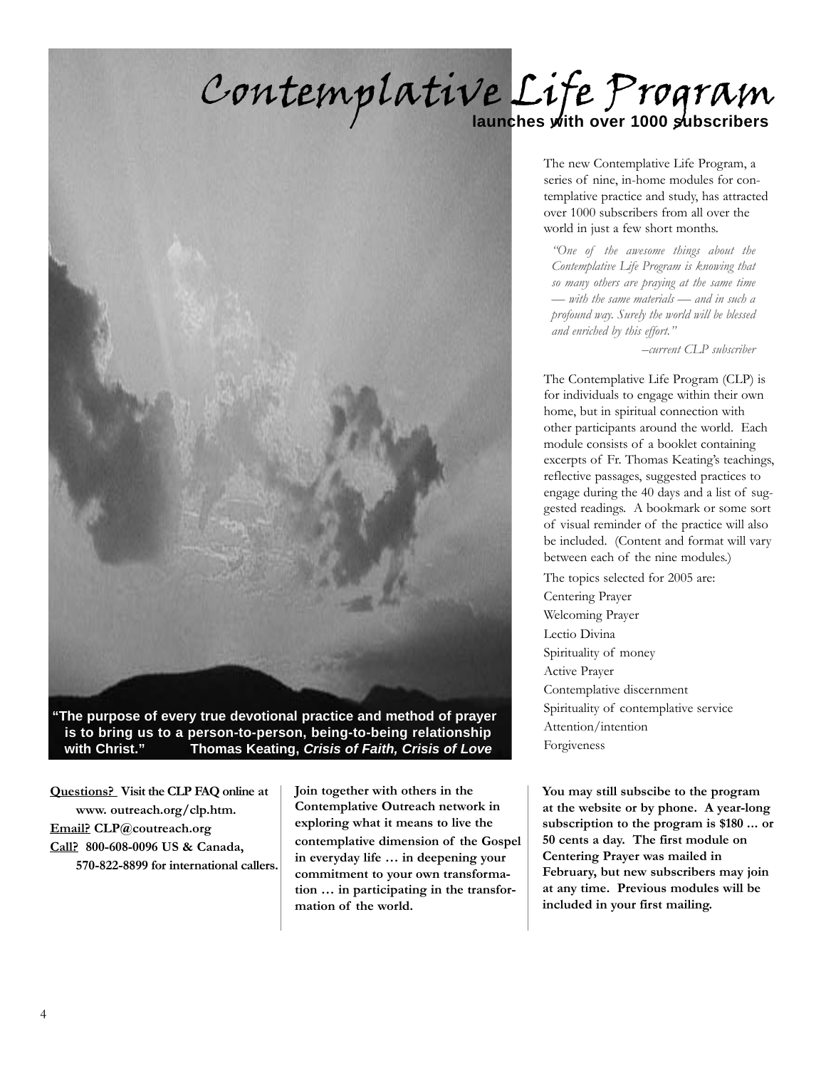# Contemplative Life Program

## launches with over 1000 subscribers

"The purpose of every true devotional practice and method of prayer is to bring us to a person-to-person, being-to-being relationship with Christ." **Thomas Keating, *Crisis of Faith, Crisis of Love***

The new Contemplative Life Program, a series of nine, in-home modules for contemplative practice and study, has attracted over 1000 subscribers from all over the world in just a few short months.

> *"One of the awesome things about the Contemplative Life Program is knowing that so many others are praying at the same time — with the same materials — and in such a profound way. Surely the world will be blessed and enriched by this effort."*
>
> *–current CLP subscriber*

The Contemplative Life Program (CLP) is for individuals to engage within their own home, but in spiritual connection with other participants around the world. Each module consists of a booklet containing excerpts of Fr. Thomas Keating's teachings, reflective passages, suggested practices to engage during the 40 days and a list of suggested readings. A bookmark or some sort of visual reminder of the practice will also be included. (Content and format will vary between each of the nine modules.)

The topics selected for 2005 are:

- Centering Prayer
- Welcoming Prayer
- Lectio Divina
- Spirituality of money
- Active Prayer
- Contemplative discernment
- Spirituality of contemplative service
- Attention/intention
- Forgiveness

**Questions? Visit the CLP FAQ online at www. outreach.org/clp.htm.**
**Email? CLP@coutreach.org**
**Call? 800-608-0096 US & Canada, 570-822-8899 for international callers.**

**Join together with others in the Contemplative Outreach network in exploring what it means to live the contemplative dimension of the Gospel in everyday life … in deepening your commitment to your own transformation … in participating in the transformation of the world.**

**You may still subscibe to the program at the website or by phone. A year-long subscription to the program is $180 ... or 50 cents a day. The first module on Centering Prayer was mailed in February, but new subscribers may join at any time. Previous modules will be included in your first mailing.**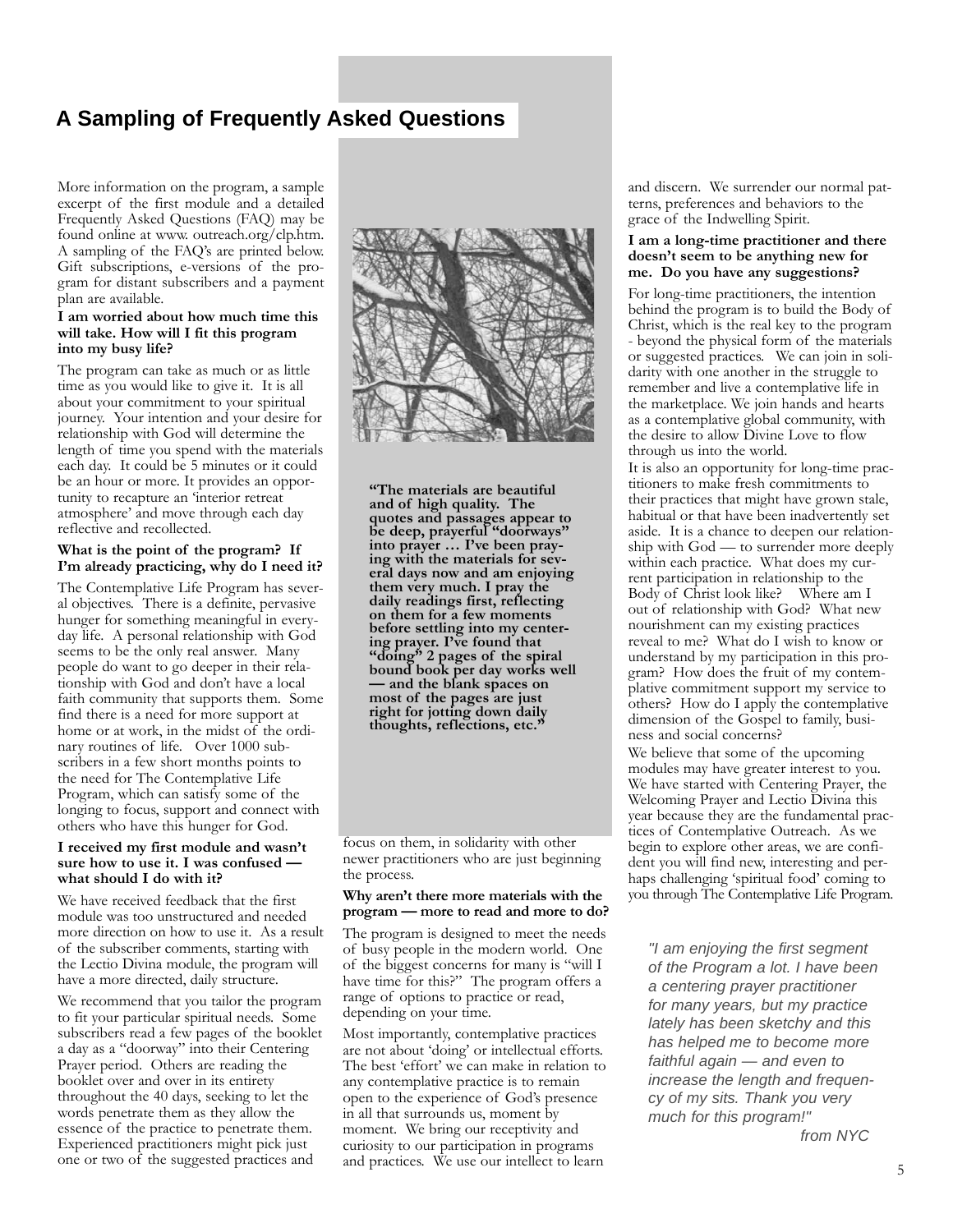## A Sampling of Frequently Asked Questions

More information on the program, a sample excerpt of the first module and a detailed Frequently Asked Questions (FAQ) may be found online at www. outreach.org/clp.htm. A sampling of the FAQ's are printed below. Gift subscriptions, e-versions of the program for distant subscribers and a payment plan are available.

**I am worried about how much time this will take. How will I fit this program into my busy life?**

The program can take as much or as little time as you would like to give it. It is all about your commitment to your spiritual journey. Your intention and your desire for relationship with God will determine the length of time you spend with the materials each day. It could be 5 minutes or it could be an hour or more. It provides an opportunity to recapture an 'interior retreat atmosphere' and move through each day reflective and recollected.

**What is the point of the program? If I'm already practicing, why do I need it?**

The Contemplative Life Program has several objectives. There is a definite, pervasive hunger for something meaningful in everyday life. A personal relationship with God seems to be the only real answer. Many people do want to go deeper in their relationship with God and don't have a local faith community that supports them. Some find there is a need for more support at home or at work, in the midst of the ordinary routines of life. Over 1000 subscribers in a few short months points to the need for The Contemplative Life Program, which can satisfy some of the longing to focus, support and connect with others who have this hunger for God.

**I received my first module and wasn't sure how to use it. I was confused — what should I do with it?**

We have received feedback that the first module was too unstructured and needed more direction on how to use it. As a result of the subscriber comments, starting with the Lectio Divina module, the program will have a more directed, daily structure.

We recommend that you tailor the program to fit your particular spiritual needs. Some subscribers read a few pages of the booklet a day as a "doorway" into their Centering Prayer period. Others are reading the booklet over and over in its entirety throughout the 40 days, seeking to let the words penetrate them as they allow the essence of the practice to penetrate them. Experienced practitioners might pick just one or two of the suggested practices and focus on them, in solidarity with other newer practitioners who are just beginning the process.

**"The materials are beautiful and of high quality. The quotes and passages appear to be deep, prayerful "doorways" into prayer … I've been praying with the materials for several days now and am enjoying them very much. I pray the daily readings first, reflecting on them for a few moments before settling into my centering prayer. I've found that "doing" 2 pages of the spiral bound book per day works well — and the blank spaces on most of the pages are just right for jotting down daily thoughts, reflections, etc."**

**Why aren't there more materials with the program — more to read and more to do?**

The program is designed to meet the needs of busy people in the modern world. One of the biggest concerns for many is "will I have time for this?" The program offers a range of options to practice or read, depending on your time.

Most importantly, contemplative practices are not about 'doing' or intellectual efforts. The best 'effort' we can make in relation to any contemplative practice is to remain open to the experience of God's presence in all that surrounds us, moment by moment. We bring our receptivity and curiosity to our participation in programs and practices. We use our intellect to learn and discern. We surrender our normal patterns, preferences and behaviors to the grace of the Indwelling Spirit.

**I am a long-time practitioner and there doesn't seem to be anything new for me. Do you have any suggestions?**

For long-time practitioners, the intention behind the program is to build the Body of Christ, which is the real key to the program - beyond the physical form of the materials or suggested practices. We can join in solidarity with one another in the struggle to remember and live a contemplative life in the marketplace. We join hands and hearts as a contemplative global community, with the desire to allow Divine Love to flow through us into the world.

It is also an opportunity for long-time practitioners to make fresh commitments to their practices that might have grown stale, habitual or that have been inadvertently set aside. It is a chance to deepen our relationship with God — to surrender more deeply within each practice. What does my current participation in relationship to the Body of Christ look like? Where am I out of relationship with God? What new nourishment can my existing practices reveal to me? What do I wish to know or understand by my participation in this program? How does the fruit of my contemplative commitment support my service to others? How do I apply the contemplative dimension of the Gospel to family, business and social concerns?

We believe that some of the upcoming modules may have greater interest to you. We have started with Centering Prayer, the Welcoming Prayer and Lectio Divina this year because they are the fundamental practices of Contemplative Outreach. As we begin to explore other areas, we are confident you will find new, interesting and perhaps challenging 'spiritual food' coming to you through The Contemplative Life Program.

*"I am enjoying the first segment of the Program a lot. I have been a centering prayer practitioner for many years, but my practice lately has been sketchy and this has helped me to become more faithful again — and even to increase the length and frequency of my sits. Thank you very much for this program!"*

*from NYC*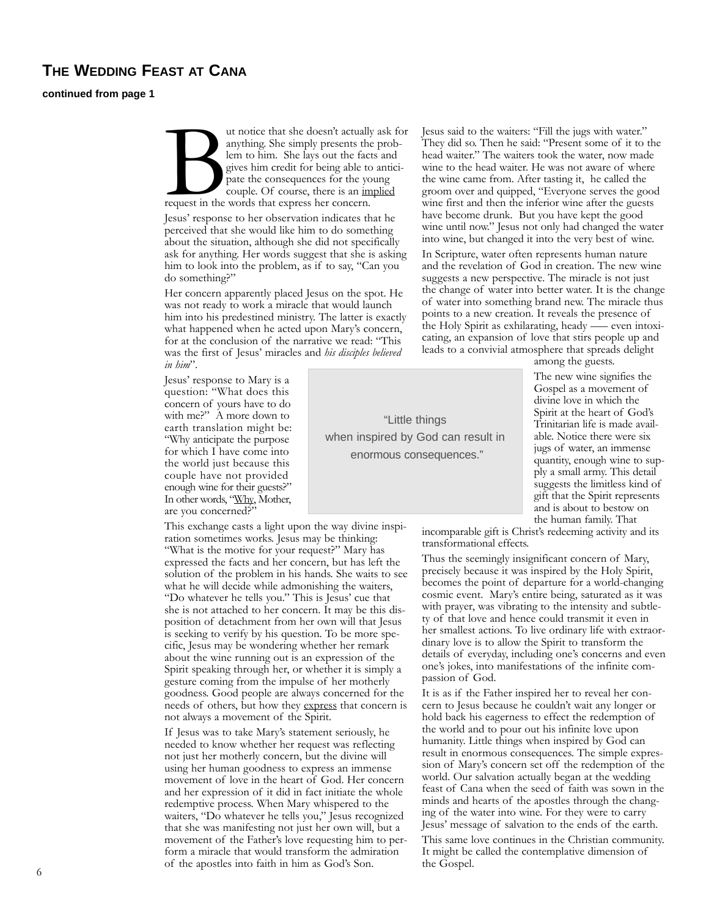## THE WEDDING FEAST AT CANA

**continued from page 1**

But notice that she doesn't actually ask for anything. She simply presents the problem to him. She lays out the facts and gives him credit for being able to anticipate the consequences for the young couple. Of course, there is an implied request in the words that express her concern.

Jesus' response to her observation indicates that he perceived that she would like him to do something about the situation, although she did not specifically ask for anything. Her words suggest that she is asking him to look into the problem, as if to say, "Can you do something?"

Her concern apparently placed Jesus on the spot. He was not ready to work a miracle that would launch him into his predestined ministry. The latter is exactly what happened when he acted upon Mary's concern, for at the conclusion of the narrative we read: "This was the first of Jesus' miracles and *his disciples believed in him*".

Jesus' response to Mary is a question: "What does this concern of yours have to do with me?" A more down to earth translation might be: "Why anticipate the purpose for which I have come into the world just because this couple have not provided enough wine for their guests?" In other words, "Why, Mother, are you concerned?"

> "Little things when inspired by God can result in enormous consequences."

This exchange casts a light upon the way divine inspiration sometimes works. Jesus may be thinking: "What is the motive for your request?" Mary has expressed the facts and her concern, but has left the solution of the problem in his hands. She waits to see what he will decide while admonishing the waiters, "Do whatever he tells you." This is Jesus' cue that she is not attached to her concern. It may be this disposition of detachment from her own will that Jesus is seeking to verify by his question. To be more specific, Jesus may be wondering whether her remark about the wine running out is an expression of the Spirit speaking through her, or whether it is simply a gesture coming from the impulse of her motherly goodness. Good people are always concerned for the needs of others, but how they express that concern is not always a movement of the Spirit.

If Jesus was to take Mary's statement seriously, he needed to know whether her request was reflecting not just her motherly concern, but the divine will using her human goodness to express an immense movement of love in the heart of God. Her concern and her expression of it did in fact initiate the whole redemptive process. When Mary whispered to the waiters, "Do whatever he tells you," Jesus recognized that she was manifesting not just her own will, but a movement of the Father's love requesting him to perform a miracle that would transform the admiration of the apostles into faith in him as God's Son.

Jesus said to the waiters: "Fill the jugs with water." They did so. Then he said: "Present some of it to the head waiter." The waiters took the water, now made wine to the head waiter. He was not aware of where the wine came from. After tasting it, he called the groom over and quipped, "Everyone serves the good wine first and then the inferior wine after the guests have become drunk. But you have kept the good wine until now." Jesus not only had changed the water into wine, but changed it into the very best of wine.

In Scripture, water often represents human nature and the revelation of God in creation. The new wine suggests a new perspective. The miracle is not just the change of water into better water. It is the change of water into something brand new. The miracle thus points to a new creation. It reveals the presence of the Holy Spirit as exhilarating, heady —– even intoxicating, an expansion of love that stirs people up and leads to a convivial atmosphere that spreads delight among the guests.

The new wine signifies the Gospel as a movement of divine love in which the Spirit at the heart of God's Trinitarian life is made available. Notice there were six jugs of water, an immense quantity, enough wine to supply a small army. This detail suggests the limitless kind of gift that the Spirit represents and is about to bestow on the human family. That incomparable gift is Christ's redeeming activity and its transformational effects.

Thus the seemingly insignificant concern of Mary, precisely because it was inspired by the Holy Spirit, becomes the point of departure for a world-changing cosmic event. Mary's entire being, saturated as it was with prayer, was vibrating to the intensity and subtlety of that love and hence could transmit it even in her smallest actions. To live ordinary life with extraordinary love is to allow the Spirit to transform the details of everyday, including one's concerns and even one's jokes, into manifestations of the infinite compassion of God.

It is as if the Father inspired her to reveal her concern to Jesus because he couldn't wait any longer or hold back his eagerness to effect the redemption of the world and to pour out his infinite love upon humanity. Little things when inspired by God can result in enormous consequences. The simple expression of Mary's concern set off the redemption of the world. Our salvation actually began at the wedding feast of Cana when the seed of faith was sown in the minds and hearts of the apostles through the changing of the water into wine. For they were to carry Jesus' message of salvation to the ends of the earth.

This same love continues in the Christian community. It might be called the contemplative dimension of the Gospel.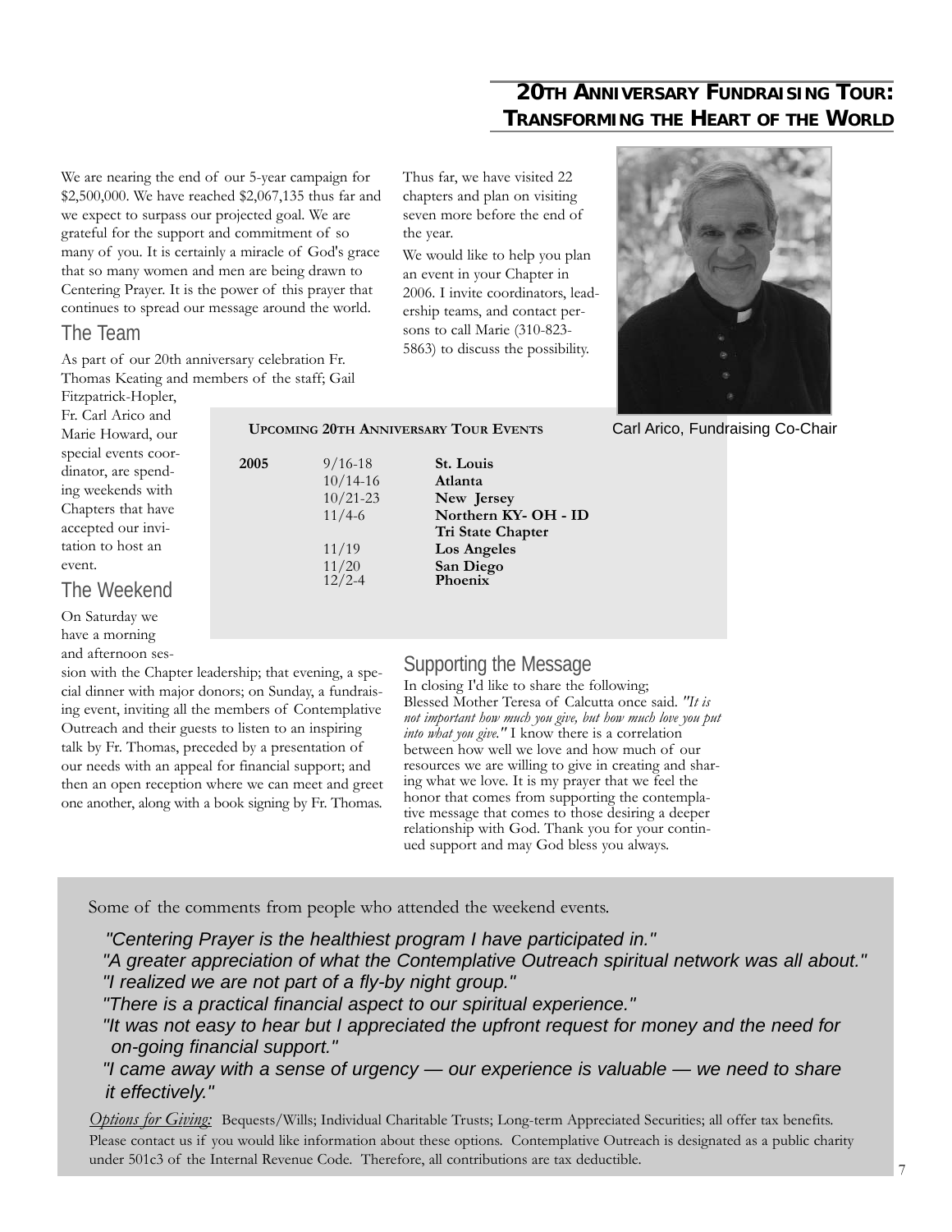## 20TH ANNIVERSARY FUNDRAISING TOUR: TRANSFORMING THE HEART OF THE WORLD

We are nearing the end of our 5-year campaign for $2,500,000. We have reached $2,067,135 thus far and we expect to surpass our projected goal. We are grateful for the support and commitment of so many of you. It is certainly a miracle of God's grace that so many women and men are being drawn to Centering Prayer. It is the power of this prayer that continues to spread our message around the world.

### The Team

As part of our 20th anniversary celebration Fr. Thomas Keating and members of the staff; Gail Fitzpatrick-Hopler, Fr. Carl Arico and Marie Howard, our special events coordinator, are spending weekends with Chapters that have accepted our invitation to host an event.

### The Weekend

On Saturday we have a morning and afternoon session with the Chapter leadership; that evening, a special dinner with major donors; on Sunday, a fundraising event, inviting all the members of Contemplative Outreach and their guests to listen to an inspiring talk by Fr. Thomas, preceded by a presentation of our needs with an appeal for financial support; and then an open reception where we can meet and greet one another, along with a book signing by Fr. Thomas.

Thus far, we have visited 22 chapters and plan on visiting seven more before the end of the year.

We would like to help you plan an event in your Chapter in 2006. I invite coordinators, leadership teams, and contact persons to call Marie (310-823-5863) to discuss the possibility.

Carl Arico, Fundraising Co-Chair

**UPCOMING 20TH ANNIVERSARY TOUR EVENTS**

| | | |
|---|---|---|
| **2005** | 9/16-18 | **St. Louis** |
| | 10/14-16 | **Atlanta** |
| | 10/21-23 | **New Jersey** |
| | 11/4-6 | **Northern KY- OH - ID Tri State Chapter** |
| | 11/19 | **Los Angeles** |
| | 11/20 | **San Diego** |
| | 12/2-4 | **Phoenix** |

### Supporting the Message

In closing I'd like to share the following; Blessed Mother Teresa of Calcutta once said. *"It is not important how much you give, but how much love you put into what you give."* I know there is a correlation between how well we love and how much of our resources we are willing to give in creating and sharing what we love. It is my prayer that we feel the honor that comes from supporting the contemplative message that comes to those desiring a deeper relationship with God. Thank you for your continued support and may God bless you always.

Some of the comments from people who attended the weekend events.

*"Centering Prayer is the healthiest program I have participated in."*
*"A greater appreciation of what the Contemplative Outreach spiritual network was all about."*
*"I realized we are not part of a fly-by night group."*
*"There is a practical financial aspect to our spiritual experience."*
*"It was not easy to hear but I appreciated the upfront request for money and the need for on-going financial support."*
*"I came away with a sense of urgency — our experience is valuable — we need to share it effectively."*

*Options for Giving:* Bequests/Wills; Individual Charitable Trusts; Long-term Appreciated Securities; all offer tax benefits. Please contact us if you would like information about these options. Contemplative Outreach is designated as a public charity under 501c3 of the Internal Revenue Code. Therefore, all contributions are tax deductible.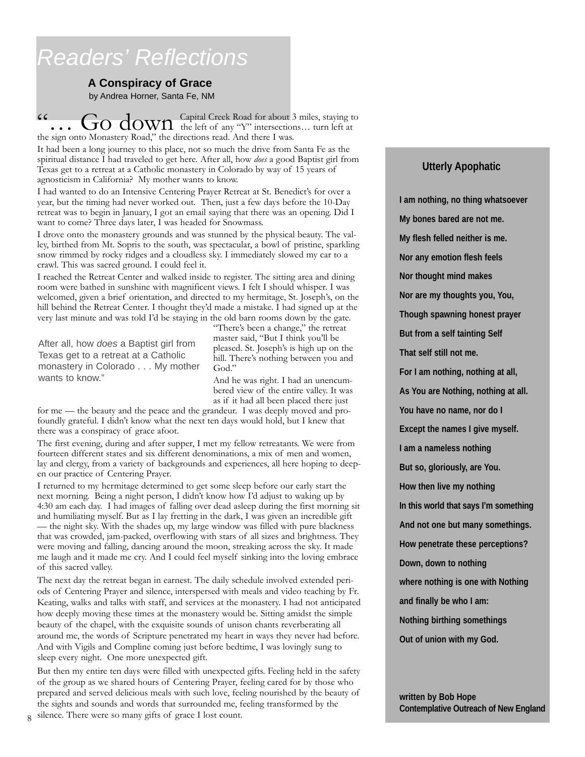# Readers' Reflections

## A Conspiracy of Grace

by Andrea Horner, Santa Fe, NM

"… Go down Capital Creek Road for about 3 miles, staying to the left of any "Y" intersections… turn left at the sign onto Monastery Road," the directions read. And there I was.

It had been a long journey to this place, not so much the drive from Santa Fe as the spiritual distance I had traveled to get here. After all, how *does* a good Baptist girl from Texas get to a retreat at a Catholic monastery in Colorado by way of 15 years of agnosticism in California? My mother wants to know.

I had wanted to do an Intensive Centering Prayer Retreat at St. Benedict's for over a year, but the timing had never worked out. Then, just a few days before the 10-Day retreat was to begin in January, I got an email saying that there was an opening. Did I want to come? Three days later, I was headed for Snowmass.

I drove onto the monastery grounds and was stunned by the physical beauty. The valley, birthed from Mt. Sopris to the south, was spectacular, a bowl of pristine, sparkling snow rimmed by rocky ridges and a cloudless sky. I immediately slowed my car to a crawl. This was sacred ground. I could feel it.

I reached the Retreat Center and walked inside to register. The sitting area and dining room were bathed in sunshine with magnificent views. I felt I should whisper. I was welcomed, given a brief orientation, and directed to my hermitage, St. Joseph's, on the hill behind the Retreat Center. I thought they'd made a mistake. I had signed up at the very last minute and was told I'd be staying in the old barn rooms down by the gate.

> After all, how *does* a Baptist girl from Texas get to a retreat at a Catholic monastery in Colorado . . . My mother wants to know."

"There's been a change," the retreat master said, "But I think you'll be pleased. St. Joseph's is high up on the hill. There's nothing between you and God."

And he was right. I had an unencumbered view of the entire valley. It was as if it had all been placed there just for me — the beauty and the peace and the grandeur. I was deeply moved and profoundly grateful. I didn't know what the next ten days would hold, but I knew that there was a conspiracy of grace afoot.

The first evening, during and after supper, I met my fellow retreatants. We were from fourteen different states and six different denominations, a mix of men and women, lay and clergy, from a variety of backgrounds and experiences, all here hoping to deepen our practice of Centering Prayer.

I returned to my hermitage determined to get some sleep before our early start the next morning. Being a night person, I didn't know how I'd adjust to waking up by 4:30 am each day. I had images of falling over dead asleep during the first morning sit and humiliating myself. But as I lay fretting in the dark, I was given an incredible gift — the night sky. With the shades up, my large window was filled with pure blackness that was crowded, jam-packed, overflowing with stars of all sizes and brightness. They were moving and falling, dancing around the moon, streaking across the sky. It made me laugh and it made me cry. And I could feel myself sinking into the loving embrace of this sacred valley.

The next day the retreat began in earnest. The daily schedule involved extended periods of Centering Prayer and silence, interspersed with meals and video teaching by Fr. Keating, walks and talks with staff, and services at the monastery. I had not anticipated how deeply moving these times at the monastery would be. Sitting amidst the simple beauty of the chapel, with the exquisite sounds of unison chants reverberating all around me, the words of Scripture penetrated my heart in ways they never had before. And with Vigils and Compline coming just before bedtime, I was lovingly sung to sleep every night. One more unexpected gift.

But then my entire ten days were filled with unexpected gifts. Feeling held in the safety of the group as we shared hours of Centering Prayer, feeling cared for by those who prepared and served delicious meals with such love, feeling nourished by the beauty of the sights and sounds and words that surrounded me, feeling transformed by the silence. There were so many gifts of grace I lost count.

### Utterly Apophatic

**I am nothing, no thing whatsoever**
**My bones bared are not me.**
**My flesh felled neither is me.**
**Nor any emotion flesh feels**
**Nor thought mind makes**
**Nor are my thoughts you, You,**
**Though spawning honest prayer**
**But from a self tainting Self**
**That self still not me.**
**For I am nothing, nothing at all,**
**As You are Nothing, nothing at all.**
**You have no name, nor do I**
**Except the names I give myself.**
**I am a nameless nothing**
**But so, gloriously, are You.**
**How then live my nothing**
**In this world that says I'm something**
**And not one but many somethings.**
**How penetrate these perceptions?**
**Down, down to nothing**
**where nothing is one with Nothing**
**and finally be who I am:**
**Nothing birthing somethings**
**Out of union with my God.**

**written by Bob Hope**
**Contemplative Outreach of New England**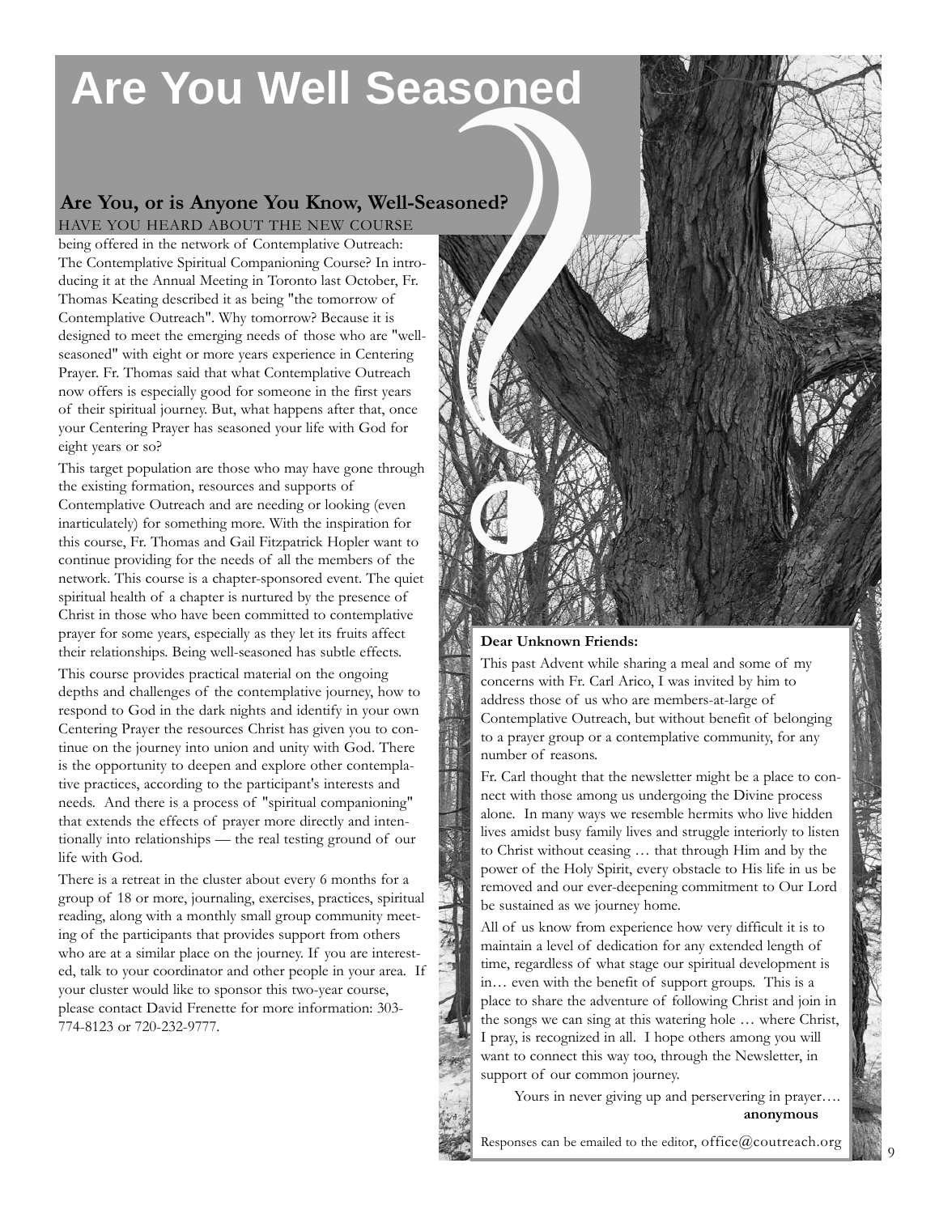# Are You Well Seasoned

## Are You, or is Anyone You Know, Well-Seasoned?

HAVE YOU HEARD ABOUT THE NEW COURSE being offered in the network of Contemplative Outreach: The Contemplative Spiritual Companioning Course? In introducing it at the Annual Meeting in Toronto last October, Fr. Thomas Keating described it as being "the tomorrow of Contemplative Outreach". Why tomorrow? Because it is designed to meet the emerging needs of those who are "well-seasoned" with eight or more years experience in Centering Prayer. Fr. Thomas said that what Contemplative Outreach now offers is especially good for someone in the first years of their spiritual journey. But, what happens after that, once your Centering Prayer has seasoned your life with God for eight years or so?

This target population are those who may have gone through the existing formation, resources and supports of Contemplative Outreach and are needing or looking (even inarticulately) for something more. With the inspiration for this course, Fr. Thomas and Gail Fitzpatrick Hopler want to continue providing for the needs of all the members of the network. This course is a chapter-sponsored event. The quiet spiritual health of a chapter is nurtured by the presence of Christ in those who have been committed to contemplative prayer for some years, especially as they let its fruits affect their relationships. Being well-seasoned has subtle effects.

This course provides practical material on the ongoing depths and challenges of the contemplative journey, how to respond to God in the dark nights and identify in your own Centering Prayer the resources Christ has given you to continue on the journey into union and unity with God. There is the opportunity to deepen and explore other contemplative practices, according to the participant's interests and needs. And there is a process of "spiritual companioning" that extends the effects of prayer more directly and intentionally into relationships — the real testing ground of our life with God.

There is a retreat in the cluster about every 6 months for a group of 18 or more, journaling, exercises, practices, spiritual reading, along with a monthly small group community meeting of the participants that provides support from others who are at a similar place on the journey. If you are interested, talk to your coordinator and other people in your area. If your cluster would like to sponsor this two-year course, please contact David Frenette for more information: 303-774-8123 or 720-232-9777.

**Dear Unknown Friends:**

This past Advent while sharing a meal and some of my concerns with Fr. Carl Arico, I was invited by him to address those of us who are members-at-large of Contemplative Outreach, but without benefit of belonging to a prayer group or a contemplative community, for any number of reasons.

Fr. Carl thought that the newsletter might be a place to connect with those among us undergoing the Divine process alone. In many ways we resemble hermits who live hidden lives amidst busy family lives and struggle interiorly to listen to Christ without ceasing … that through Him and by the power of the Holy Spirit, every obstacle to His life in us be removed and our ever-deepening commitment to Our Lord be sustained as we journey home.

All of us know from experience how very difficult it is to maintain a level of dedication for any extended length of time, regardless of what stage our spiritual development is in… even with the benefit of support groups. This is a place to share the adventure of following Christ and join in the songs we can sing at this watering hole … where Christ, I pray, is recognized in all. I hope others among you will want to connect this way too, through the Newsletter, in support of our common journey.

Yours in never giving up and perservering in prayer….
**anonymous**

Responses can be emailed to the editor, office@coutreach.org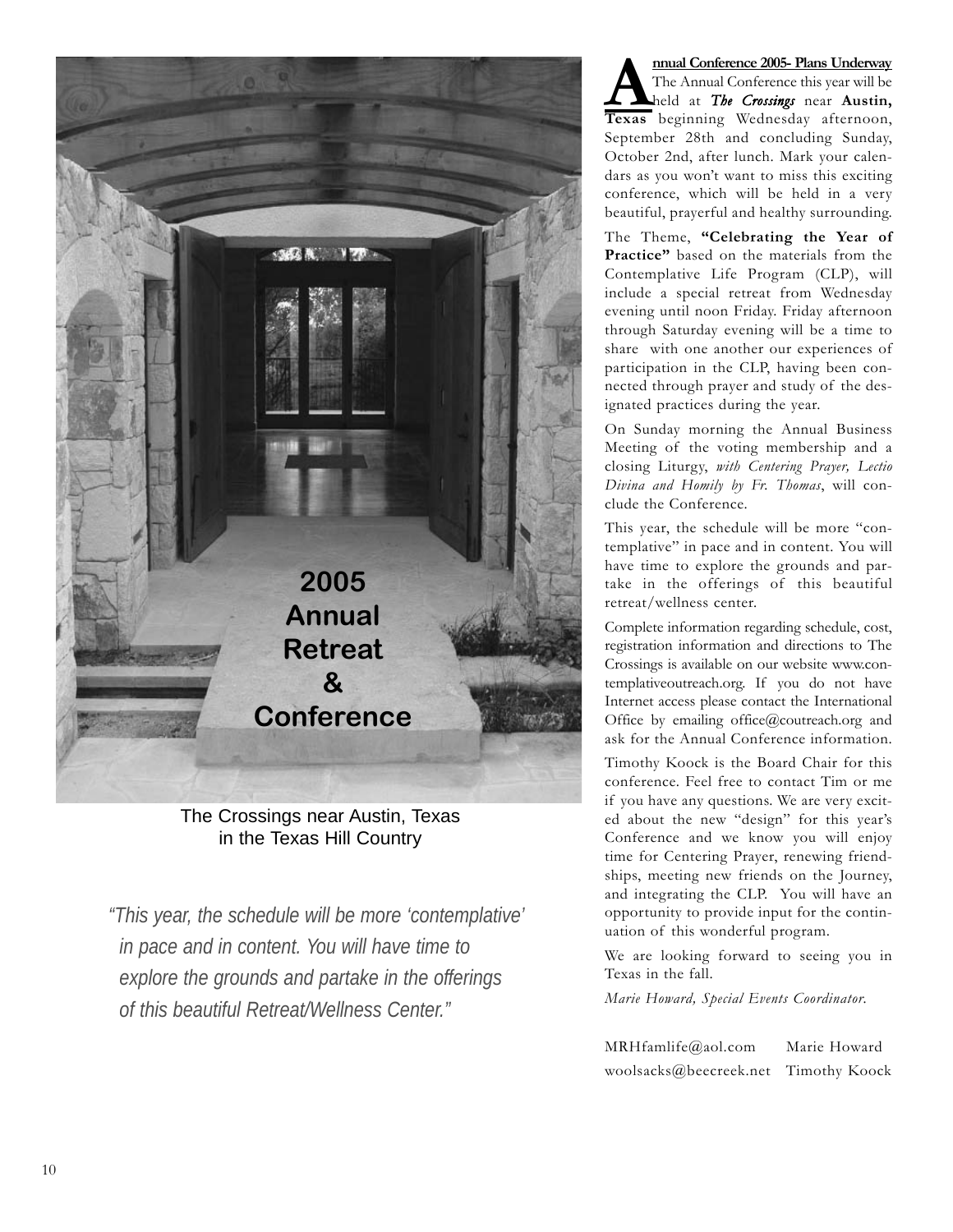**2005 Annual Retreat & Conference**

The Crossings near Austin, Texas
in the Texas Hill Country

*"This year, the schedule will be more 'contemplative' in pace and in content. You will have time to explore the grounds and partake in the offerings of this beautiful Retreat/Wellness Center."*

## Annual Conference 2005- Plans Underway

The Annual Conference this year will be held at ***The Crossings*** near **Austin, Texas** beginning Wednesday afternoon, September 28th and concluding Sunday, October 2nd, after lunch. Mark your calendars as you won't want to miss this exciting conference, which will be held in a very beautiful, prayerful and healthy surrounding.

The Theme, **"Celebrating the Year of Practice"** based on the materials from the Contemplative Life Program (CLP), will include a special retreat from Wednesday evening until noon Friday. Friday afternoon through Saturday evening will be a time to share with one another our experiences of participation in the CLP, having been connected through prayer and study of the designated practices during the year.

On Sunday morning the Annual Business Meeting of the voting membership and a closing Liturgy, *with Centering Prayer, Lectio Divina and Homily by Fr. Thomas*, will conclude the Conference.

This year, the schedule will be more "contemplative" in pace and in content. You will have time to explore the grounds and partake in the offerings of this beautiful retreat/wellness center.

Complete information regarding schedule, cost, registration information and directions to The Crossings is available on our website www.contemplativeoutreach.org. If you do not have Internet access please contact the International Office by emailing office@coutreach.org and ask for the Annual Conference information.

Timothy Koock is the Board Chair for this conference. Feel free to contact Tim or me if you have any questions. We are very excited about the new "design" for this year's Conference and we know you will enjoy time for Centering Prayer, renewing friendships, meeting new friends on the Journey, and integrating the CLP. You will have an opportunity to provide input for the continuation of this wonderful program.

We are looking forward to seeing you in Texas in the fall.

*Marie Howard, Special Events Coordinator.*

MRHfamlife@aol.com Marie Howard
woolsacks@beecreek.net Timothy Koock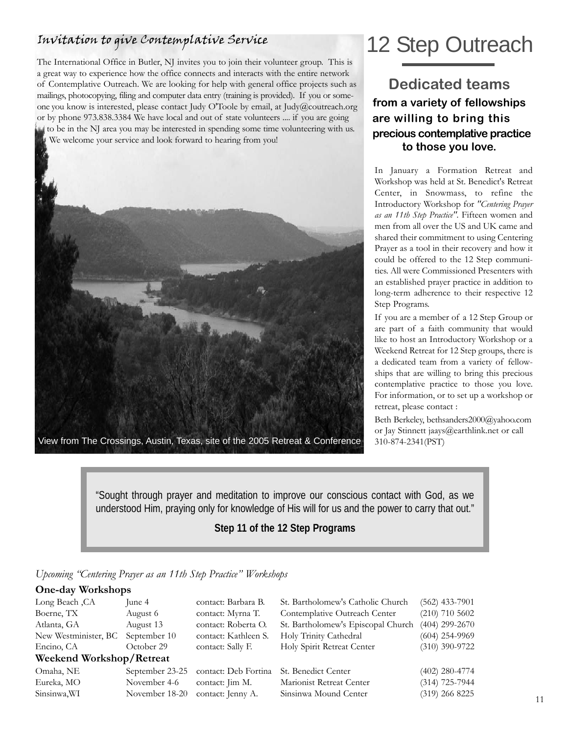## Invitation to give Contemplative Service

The International Office in Butler, NJ invites you to join their volunteer group. This is a great way to experience how the office connects and interacts with the entire network of Contemplative Outreach. We are looking for help with general office projects such as mailings, photocopying, filing and computer data entry (training is provided). If you or someone you know is interested, please contact Judy O'Toole by email, at Judy@coutreach.org or by phone 973.838.3384 We have local and out of state volunteers .... if you are going to be in the NJ area you may be interested in spending some time volunteering with us. We welcome your service and look forward to hearing from you!

View from The Crossings, Austin, Texas, site of the 2005 Retreat & Conference

# 12 Step Outreach

## Dedicated teams

**from a variety of fellowships are willing to bring this precious contemplative practice to those you love.**

In January a Formation Retreat and Workshop was held at St. Benedict's Retreat Center, in Snowmass, to refine the Introductory Workshop for *"Centering Prayer as an 11th Step Practice"*. Fifteen women and men from all over the US and UK came and shared their commitment to using Centering Prayer as a tool in their recovery and how it could be offered to the 12 Step communities. All were Commissioned Presenters with an established prayer practice in addition to long-term adherence to their respective 12 Step Programs.

If you are a member of a 12 Step Group or are part of a faith community that would like to host an Introductory Workshop or a Weekend Retreat for 12 Step groups, there is a dedicated team from a variety of fellowships that are willing to bring this precious contemplative practice to those you love. For information, or to set up a workshop or retreat, please contact :

Beth Berkeley, bethsanders2000@yahoo.com or Jay Stinnett jaays@earthlink.net or call 310-874-2341(PST)

> "Sought through prayer and meditation to improve our conscious contact with God, as we understood Him, praying only for knowledge of His will for us and the power to carry that out."
>
> **Step 11 of the 12 Step Programs**

*Upcoming "Centering Prayer as an 11th Step Practice" Workshops*

**One-day Workshops**

| | | | | |
|---|---|---|---|---|
| Long Beach ,CA | June 4 | contact: Barbara B. | St. Bartholomew's Catholic Church | (562) 433-7901 |
| Boerne, TX | August 6 | contact: Myrna T. | Contemplative Outreach Center | (210) 710 5602 |
| Atlanta, GA | August 13 | contact: Roberta O. | St. Bartholomew's Episcopal Church | (404) 299-2670 |
| New Westminister, BC | September 10 | contact: Kathleen S. | Holy Trinity Cathedral | (604) 254-9969 |
| Encino, CA | October 29 | contact: Sally F. | Holy Spirit Retreat Center | (310) 390-9722 |

**Weekend Workshop/Retreat**

| | | | | |
|---|---|---|---|---|
| Omaha, NE | September 23-25 | contact: Deb Fortina | St. Benedict Center | (402) 280-4774 |
| Eureka, MO | November 4-6 | contact: Jim M. | Marionist Retreat Center | (314) 725-7944 |
| Sinsinwa,WI | November 18-20 | contact: Jenny A. | Sinsinwa Mound Center | (319) 266 8225 |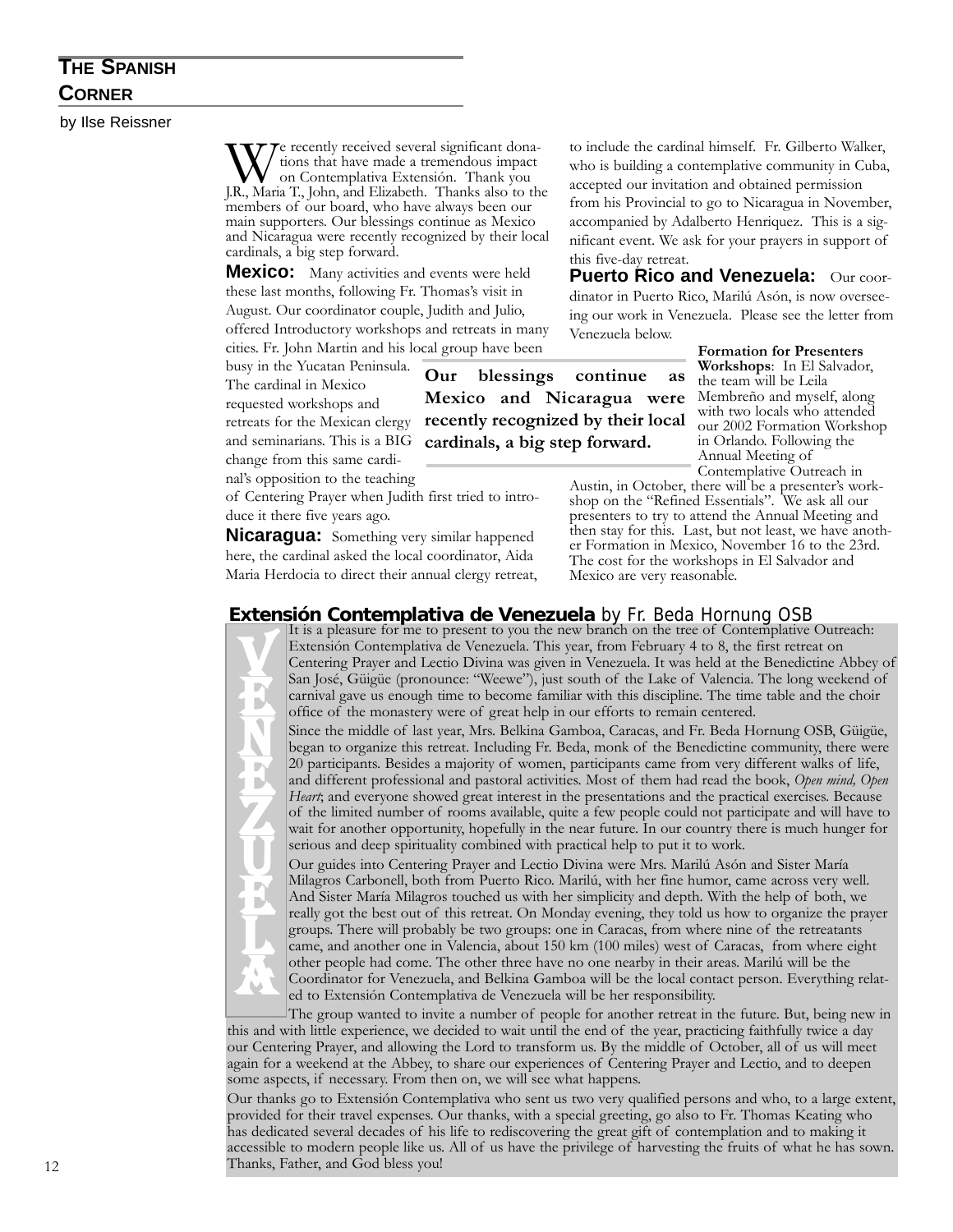## The Spanish Corner

by Ilse Reissner

We recently received several significant donations that have made a tremendous impact on Contemplativa Extensión. Thank you J.R., Maria T., John, and Elizabeth. Thanks also to the members of our board, who have always been our main supporters. Our blessings continue as Mexico and Nicaragua were recently recognized by their local cardinals, a big step forward.

**Mexico:** Many activities and events were held these last months, following Fr. Thomas's visit in August. Our coordinator couple, Judith and Julio, offered Introductory workshops and retreats in many cities. Fr. John Martin and his local group have been busy in the Yucatan Peninsula. The cardinal in Mexico requested workshops and retreats for the Mexican clergy and seminarians. This is a BIG change from this same cardinal's opposition to the teaching of Centering Prayer when Judith first tried to introduce it there five years ago.

**Our blessings continue as Mexico and Nicaragua were recently recognized by their local cardinals, a big step forward.**

**Nicaragua:** Something very similar happened here, the cardinal asked the local coordinator, Aida Maria Herdocia to direct their annual clergy retreat, to include the cardinal himself. Fr. Gilberto Walker, who is building a contemplative community in Cuba, accepted our invitation and obtained permission from his Provincial to go to Nicaragua in November, accompanied by Adalberto Henriquez. This is a significant event. We ask for your prayers in support of this five-day retreat.

**Puerto Rico and Venezuela:** Our coordinator in Puerto Rico, Marilú Asón, is now overseeing our work in Venezuela. Please see the letter from Venezuela below.

**Formation for Presenters Workshops**: In El Salvador, the team will be Leila Membreño and myself, along with two locals who attended our 2002 Formation Workshop in Orlando. Following the Annual Meeting of Contemplative Outreach in Austin, in October, there will be a presenter's workshop on the "Refined Essentials". We ask all our presenters to try to attend the Annual Meeting and then stay for this. Last, but not least, we have another Formation in Mexico, November 16 to the 23rd. The cost for the workshops in El Salvador and Mexico are very reasonable.

### Extensión Contemplativa de Venezuela by Fr. Beda Hornung OSB

VENEZUELA

It is a pleasure for me to present to you the new branch on the tree of Contemplative Outreach: Extensión Contemplativa de Venezuela. This year, from February 4 to 8, the first retreat on Centering Prayer and Lectio Divina was given in Venezuela. It was held at the Benedictine Abbey of San José, Güigüe (pronounce: "Weewe"), just south of the Lake of Valencia. The long weekend of carnival gave us enough time to become familiar with this discipline. The time table and the choir office of the monastery were of great help in our efforts to remain centered.

Since the middle of last year, Mrs. Belkina Gamboa, Caracas, and Fr. Beda Hornung OSB, Güigüe, began to organize this retreat. Including Fr. Beda, monk of the Benedictine community, there were 20 participants. Besides a majority of women, participants came from very different walks of life, and different professional and pastoral activities. Most of them had read the book, *Open mind, Open Heart*; and everyone showed great interest in the presentations and the practical exercises. Because of the limited number of rooms available, quite a few people could not participate and will have to wait for another opportunity, hopefully in the near future. In our country there is much hunger for serious and deep spirituality combined with practical help to put it to work.

Our guides into Centering Prayer and Lectio Divina were Mrs. Marilú Asón and Sister María Milagros Carbonell, both from Puerto Rico. Marilú, with her fine humor, came across very well. And Sister María Milagros touched us with her simplicity and depth. With the help of both, we really got the best out of this retreat. On Monday evening, they told us how to organize the prayer groups. There will probably be two groups: one in Caracas, from where nine of the retreatants came, and another one in Valencia, about 150 km (100 miles) west of Caracas, from where eight other people had come. The other three have no one nearby in their areas. Marilú will be the Coordinator for Venezuela, and Belkina Gamboa will be the local contact person. Everything related to Extensión Contemplativa de Venezuela will be her responsibility.

The group wanted to invite a number of people for another retreat in the future. But, being new in this and with little experience, we decided to wait until the end of the year, practicing faithfully twice a day our Centering Prayer, and allowing the Lord to transform us. By the middle of October, all of us will meet again for a weekend at the Abbey, to share our experiences of Centering Prayer and Lectio, and to deepen some aspects, if necessary. From then on, we will see what happens.

Our thanks go to Extensión Contemplativa who sent us two very qualified persons and who, to a large extent, provided for their travel expenses. Our thanks, with a special greeting, go also to Fr. Thomas Keating who has dedicated several decades of his life to rediscovering the great gift of contemplation and to making it accessible to modern people like us. All of us have the privilege of harvesting the fruits of what he has sown. Thanks, Father, and God bless you!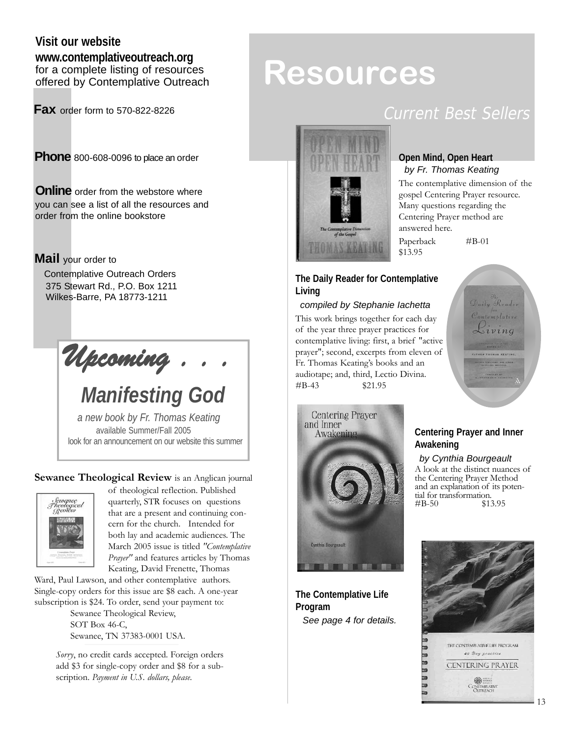**Visit our website**
**www.contemplativeoutreach.org**
for a complete listing of resources offered by Contemplative Outreach

**Fax** order form to 570-822-8226

**Phone** 800-608-0096 to place an order

**Online** order from the webstore where you can see a list of all the resources and order from the online bookstore

**Mail** your order to
Contemplative Outreach Orders
375 Stewart Rd., P.O. Box 1211
Wilkes-Barre, PA 18773-1211

## *Upcoming . . .*

### *Manifesting God*

*a new book by Fr. Thomas Keating*
available Summer/Fall 2005
look for an announcement on our website this summer

**Sewanee Theological Review** is an Anglican journal of theological reflection. Published quarterly, STR focuses on questions that are a present and continuing concern for the church. Intended for both lay and academic audiences. The March 2005 issue is titled *"Contemplative Prayer"* and features articles by Thomas Keating, David Frenette, Thomas Ward, Paul Lawson, and other contemplative authors. Single-copy orders for this issue are $8 each. A one-year subscription is $24. To order, send your payment to:

Sewanee Theological Review,
SOT Box 46-C,
Sewanee, TN 37383-0001 USA.

*Sorry*, no credit cards accepted. Foreign orders add $3 for single-copy order and $8 for a subscription. *Payment in U.S. dollars, please.*

# Resources

## *Current Best Sellers*

**Open Mind, Open Heart**
*by Fr. Thomas Keating*

The contemplative dimension of the gospel Centering Prayer resource. Many questions regarding the Centering Prayer method are answered here.

Paperback #B-01
$13.95

**The Daily Reader for Contemplative Living**
*compiled by Stephanie Iachetta*

This work brings together for each day of the year three prayer practices for contemplative living: first, a brief "active prayer"; second, excerpts from eleven of Fr. Thomas Keating's books and an audiotape; and, third, Lectio Divina.
#B-43 $21.95

**Centering Prayer and Inner Awakening**
*by Cynthia Bourgeault*

A look at the distinct nuances of the Centering Prayer Method and an explanation of its potential for transformation.
#B-50 $13.95

**The Contemplative Life Program**
*See page 4 for details.*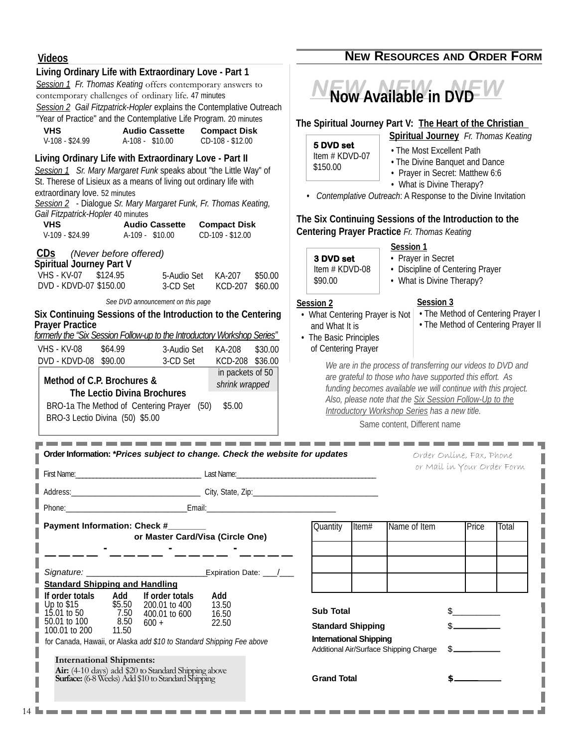## Videos

### Living Ordinary Life with Extraordinary Love - Part 1

*Session 1* *Fr. Thomas Keating* offers contemporary answers to contemporary challenges of ordinary life. 47 minutes

*Session 2* *Gail Fitzpatrick-Hopler* explains the Contemplative Outreach "Year of Practice" and the Contemplative Life Program. 20 minutes

| VHS | Audio Cassette | Compact Disk |
|---|---|---|
| V-108 - $24.99 | A-108 - $10.00 | CD-108 - $12.00 |

### Living Ordinary Life with Extraordinary Love - Part II

*Session 1* *Sr. Mary Margaret Funk* speaks about "the Little Way" of St. Therese of Lisieux as a means of living out ordinary life with extraordinary love. 52 minutes

*Session 2* - Dialogue *Sr. Mary Margaret Funk, Fr. Thomas Keating, Gail Fitzpatrick-Hopler* 40 minutes

| VHS | Audio Cassette | Compact Disk |
|---|---|---|
| V-109 - $24.99 | A-109 - $10.00 | CD-109 - $12.00 |

### CDs *(Never before offered)*

**Spiritual Journey Part V**

VHS - KV-07 $124.95
DVD - KDVD-07 $150.00

5-Audio Set KA-207 $50.00
3-CD Set KCD-207 $60.00

*See DVD announcement on this page*

### Six Continuing Sessions of the Introduction to the Centering Prayer Practice

*formerly the "Six Session Follow-up to the Introductory Workshop Series"*

VHS - KV-08 $64.99
DVD - KDVD-08 $90.00

3-Audio Set KA-208 $30.00
3-CD Set KCD-208 $36.00

**Method of C.P. Brochures & The Lectio Divina Brochures** — *in packets of 50 shrink wrapped*

BRO-1a The Method of Centering Prayer (50) $5.00
BRO-3 Lectio Divina (50) $5.00

## New Resources and Order Form

NEW NEW NEW

### Now Available in DVD

**The Spiritual Journey Part V: The Heart of the Christian Spiritual Journey** *Fr. Thomas Keating*

**5 DVD set**
Item # KDVD-07
$150.00

- The Most Excellent Path
- The Divine Banquet and Dance
- Prayer in Secret: Matthew 6:6
- What is Divine Therapy?
- *Contemplative Outreach*: A Response to the Divine Invitation

**The Six Continuing Sessions of the Introduction to the Centering Prayer Practice** *Fr. Thomas Keating*

**3 DVD set**
Item # KDVD-08
$90.00

**Session 1**
- Prayer in Secret
- Discipline of Centering Prayer
- What is Divine Therapy?

**Session 2**
- What Centering Prayer is Not and What It is
- The Basic Principles of Centering Prayer

**Session 3**
- The Method of Centering Prayer I
- The Method of Centering Prayer II

*We are in the process of transferring our videos to DVD and are grateful to those who have supported this effort. As funding becomes available we will continue with this project. Also, please note that the Six Session Follow-Up to the Introductory Workshop Series has a new title.*

Same content, Different name

---

**Order Information:** *\*Prices subject to change. Check the website for updates*

Order Online, Fax, Phone or Mail in Your Order Form

First Name:______________________ Last Name:______________________

Address:______________________ City, State, Zip:______________________

Phone:______________________ Email:______________________

**Payment Information: Check #________**
**or Master Card/Visa (Circle One)**

____ - ____ - ____ - ____

Signature: ______________________ Expiration Date: ___/___

| Quantity | Item# | Name of Item | Price | Total |
|---|---|---|---|---|
| | | | | |
| | | | | |
| | | | | |

**Standard Shipping and Handling**

| If order totals | Add | If order totals | Add |
|---|---|---|---|
| Up to $15 | $5.50 | 200.01 to 400 | 13.50 |
| 15.01 to 50 | 7.50 | 400.01 to 600 | 16.50 |
| 50.01 to 100 | 8.50 | 600 + | 22.50 |
| 100.01 to 200 | 11.50 | | |

for Canada, Hawaii, or Alaska *add $10 to Standard Shipping Fee above*

**International Shipments:**
**Air:** (4-10 days) add $20 to Standard Shipping above
**Surface:** (6-8 Weeks) Add $10 to Standard Shipping

**Sub Total** $__________

**Standard Shipping** $__________

**International Shipping**
Additional Air/Surface Shipping Charge $__________

**Grand Total** $__________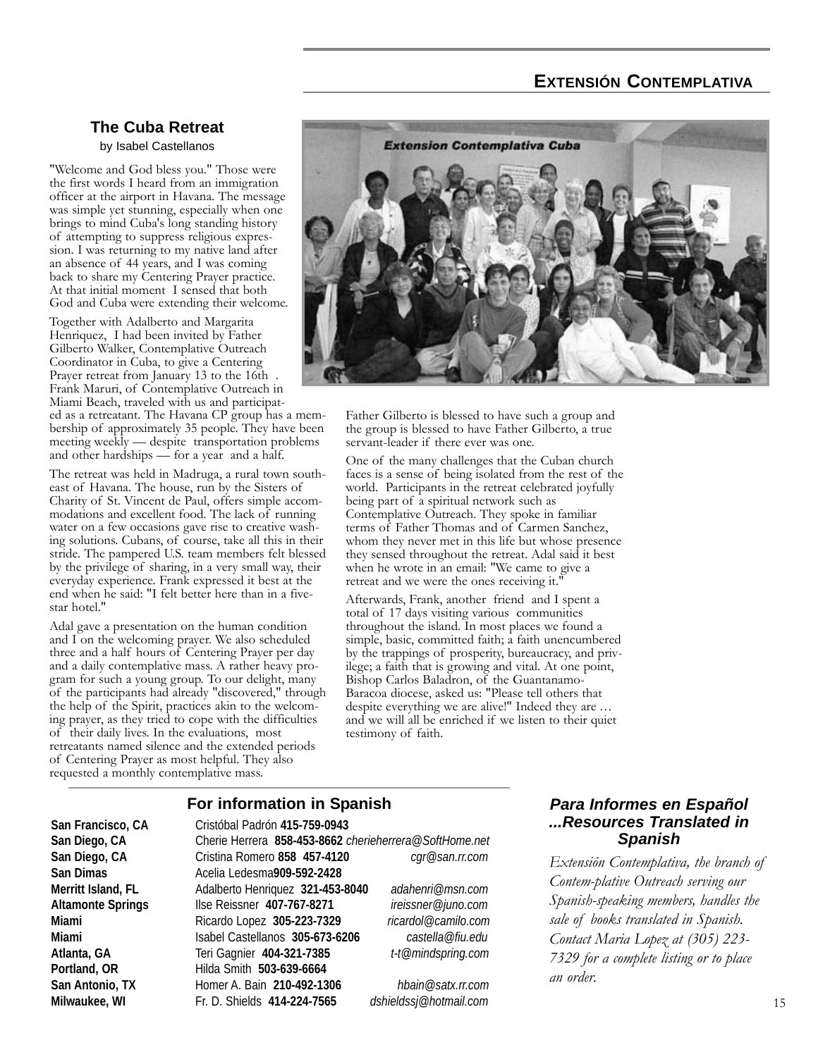## EXTENSIÓN CONTEMPLATIVA

### The Cuba Retreat

by Isabel Castellanos

"Welcome and God bless you." Those were the first words I heard from an immigration officer at the airport in Havana. The message was simple yet stunning, especially when one brings to mind Cuba's long standing history of attempting to suppress religious expression. I was returning to my native land after an absence of 44 years, and I was coming back to share my Centering Prayer practice. At that initial moment I sensed that both God and Cuba were extending their welcome.

Together with Adalberto and Margarita Henriquez, I had been invited by Father Gilberto Walker, Contemplative Outreach Coordinator in Cuba, to give a Centering Prayer retreat from January 13 to the 16th. Frank Maruri, of Contemplative Outreach in Miami Beach, traveled with us and participated as a retreatant. The Havana CP group has a membership of approximately 35 people. They have been meeting weekly — despite transportation problems and other hardships — for a year and a half.

The retreat was held in Madruga, a rural town southeast of Havana. The house, run by the Sisters of Charity of St. Vincent de Paul, offers simple accommodations and excellent food. The lack of running water on a few occasions gave rise to creative washing solutions. Cubans, of course, take all this in their stride. The pampered U.S. team members felt blessed by the privilege of sharing, in a very small way, their everyday experience. Frank expressed it best at the end when he said: "I felt better here than in a five-star hotel."

Adal gave a presentation on the human condition and I on the welcoming prayer. We also scheduled three and a half hours of Centering Prayer per day and a daily contemplative mass. A rather heavy program for such a young group. To our delight, many of the participants had already "discovered," through the help of the Spirit, practices akin to the welcoming prayer, as they tried to cope with the difficulties of their daily lives. In the evaluations, most retreatants named silence and the extended periods of Centering Prayer as most helpful. They also requested a monthly contemplative mass.

Extension Contemplativa Cuba

Father Gilberto is blessed to have such a group and the group is blessed to have Father Gilberto, a true servant-leader if there ever was one.

One of the many challenges that the Cuban church faces is a sense of being isolated from the rest of the world. Participants in the retreat celebrated joyfully being part of a spiritual network such as Contemplative Outreach. They spoke in familiar terms of Father Thomas and of Carmen Sanchez, whom they never met in this life but whose presence they sensed throughout the retreat. Adal said it best when he wrote in an email: "We came to give a retreat and we were the ones receiving it."

Afterwards, Frank, another friend and I spent a total of 17 days visiting various communities throughout the island. In most places we found a simple, basic, committed faith; a faith unencumbered by the trappings of prosperity, bureaucracy, and privilege; a faith that is growing and vital. At one point, Bishop Carlos Baladron, of the Guantanamo-Baracoa diocese, asked us: "Please tell others that despite everything we are alive!" Indeed they are … and we will all be enriched if we listen to their quiet testimony of faith.

### For information in Spanish

| | | |
|---|---|---|
| **San Francisco, CA** | Cristóbal Padrón **415-759-0943** | |
| **San Diego, CA** | Cherie Herrera **858-453-8662** | *cherieherrera@SoftHome.net* |
| **San Diego, CA** | Cristina Romero **858 457-4120** | *cgr@san.rr.com* |
| **San Dimas** | Acelia Ledesma **909-592-2428** | |
| **Merritt Island, FL** | Adalberto Henriquez **321-453-8040** | *adahenri@msn.com* |
| **Altamonte Springs** | Ilse Reissner **407-767-8271** | *ireissner@juno.com* |
| **Miami** | Ricardo Lopez **305-223-7329** | *ricardol@camilo.com* |
| **Miami** | Isabel Castellanos **305-673-6206** | *castella@fiu.edu* |
| **Atlanta, GA** | Teri Gagnier **404-321-7385** | *t-t@mindspring.com* |
| **Portland, OR** | Hilda Smith **503-639-6664** | |
| **San Antonio, TX** | Homer A. Bain **210-492-1306** | *hbain@satx.rr.com* |
| **Milwaukee, WI** | Fr. D. Shields **414-224-7565** | *dshieldssj@hotmail.com* |

### *Para Informes en Español ...Resources Translated in Spanish*

*Extensión Contemplativa, the branch of Contem-plative Outreach serving our Spanish-speaking members, handles the sale of books translated in Spanish. Contact Maria Lopez at (305) 223-7329 for a complete listing or to place an order.*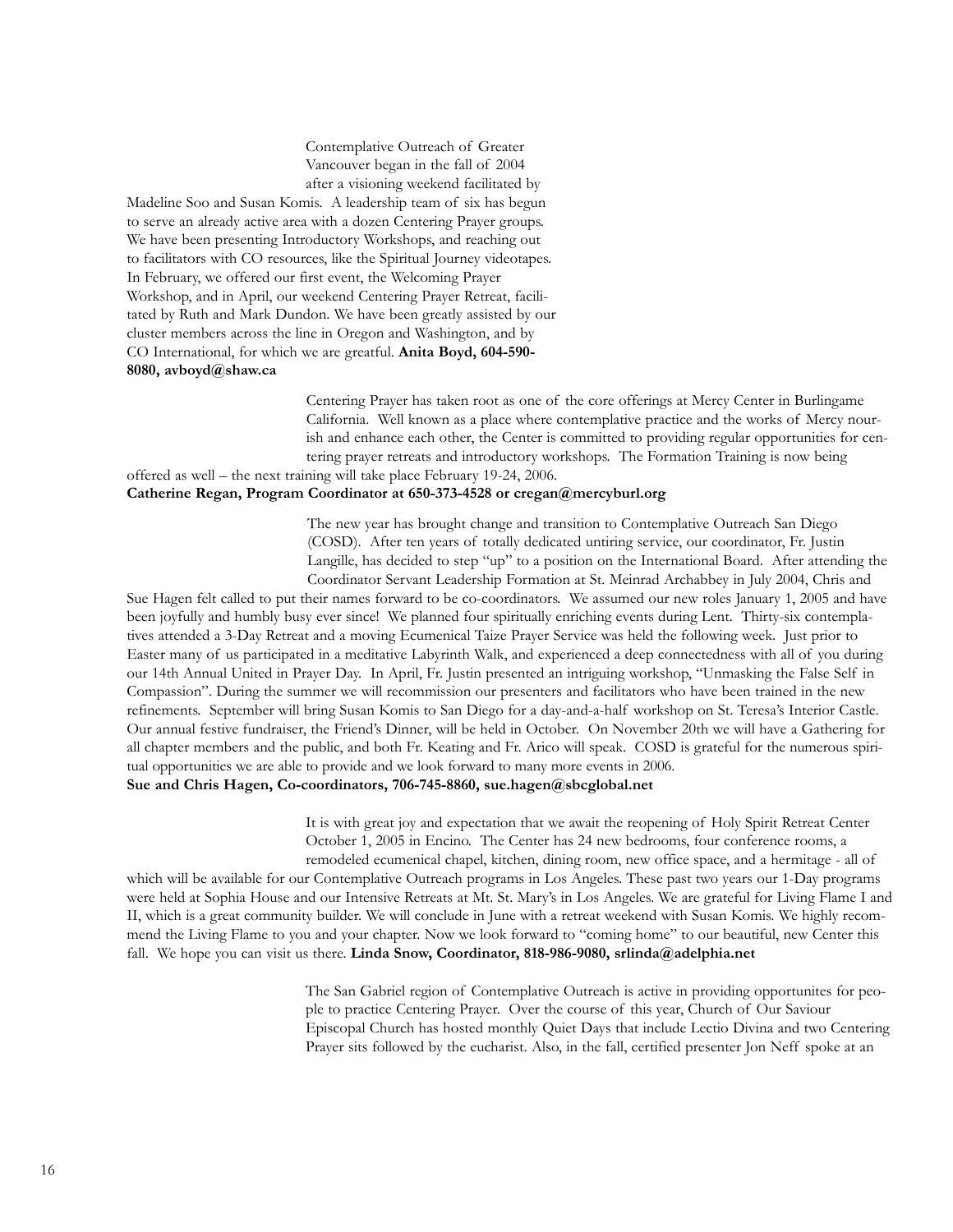Contemplative Outreach of Greater Vancouver began in the fall of 2004 after a visioning weekend facilitated by Madeline Soo and Susan Komis. A leadership team of six has begun to serve an already active area with a dozen Centering Prayer groups. We have been presenting Introductory Workshops, and reaching out to facilitators with CO resources, like the Spiritual Journey videotapes. In February, we offered our first event, the Welcoming Prayer Workshop, and in April, our weekend Centering Prayer Retreat, facilitated by Ruth and Mark Dundon. We have been greatly assisted by our cluster members across the line in Oregon and Washington, and by CO International, for which we are greatful. **Anita Boyd, 604-590-8080, avboyd@shaw.ca**

Centering Prayer has taken root as one of the core offerings at Mercy Center in Burlingame California. Well known as a place where contemplative practice and the works of Mercy nourish and enhance each other, the Center is committed to providing regular opportunities for centering prayer retreats and introductory workshops. The Formation Training is now being offered as well – the next training will take place February 19-24, 2006.
**Catherine Regan, Program Coordinator at 650-373-4528 or cregan@mercyburl.org**

The new year has brought change and transition to Contemplative Outreach San Diego (COSD). After ten years of totally dedicated untiring service, our coordinator, Fr. Justin Langille, has decided to step "up" to a position on the International Board. After attending the Coordinator Servant Leadership Formation at St. Meinrad Archabbey in July 2004, Chris and Sue Hagen felt called to put their names forward to be co-coordinators. We assumed our new roles January 1, 2005 and have been joyfully and humbly busy ever since! We planned four spiritually enriching events during Lent. Thirty-six contemplatives attended a 3-Day Retreat and a moving Ecumenical Taize Prayer Service was held the following week. Just prior to Easter many of us participated in a meditative Labyrinth Walk, and experienced a deep connectedness with all of you during our 14th Annual United in Prayer Day. In April, Fr. Justin presented an intriguing workshop, "Unmasking the False Self in Compassion". During the summer we will recommission our presenters and facilitators who have been trained in the new refinements. September will bring Susan Komis to San Diego for a day-and-a-half workshop on St. Teresa's Interior Castle. Our annual festive fundraiser, the Friend's Dinner, will be held in October. On November 20th we will have a Gathering for all chapter members and the public, and both Fr. Keating and Fr. Arico will speak. COSD is grateful for the numerous spiritual opportunities we are able to provide and we look forward to many more events in 2006.
**Sue and Chris Hagen, Co-coordinators, 706-745-8860, sue.hagen@sbcglobal.net**

It is with great joy and expectation that we await the reopening of Holy Spirit Retreat Center October 1, 2005 in Encino. The Center has 24 new bedrooms, four conference rooms, a remodeled ecumenical chapel, kitchen, dining room, new office space, and a hermitage - all of which will be available for our Contemplative Outreach programs in Los Angeles. These past two years our 1-Day programs were held at Sophia House and our Intensive Retreats at Mt. St. Mary's in Los Angeles. We are grateful for Living Flame I and II, which is a great community builder. We will conclude in June with a retreat weekend with Susan Komis. We highly recommend the Living Flame to you and your chapter. Now we look forward to "coming home" to our beautiful, new Center this fall. We hope you can visit us there. **Linda Snow, Coordinator, 818-986-9080, srlinda@adelphia.net**

The San Gabriel region of Contemplative Outreach is active in providing opportunites for people to practice Centering Prayer. Over the course of this year, Church of Our Saviour Episcopal Church has hosted monthly Quiet Days that include Lectio Divina and two Centering Prayer sits followed by the eucharist. Also, in the fall, certified presenter Jon Neff spoke at an